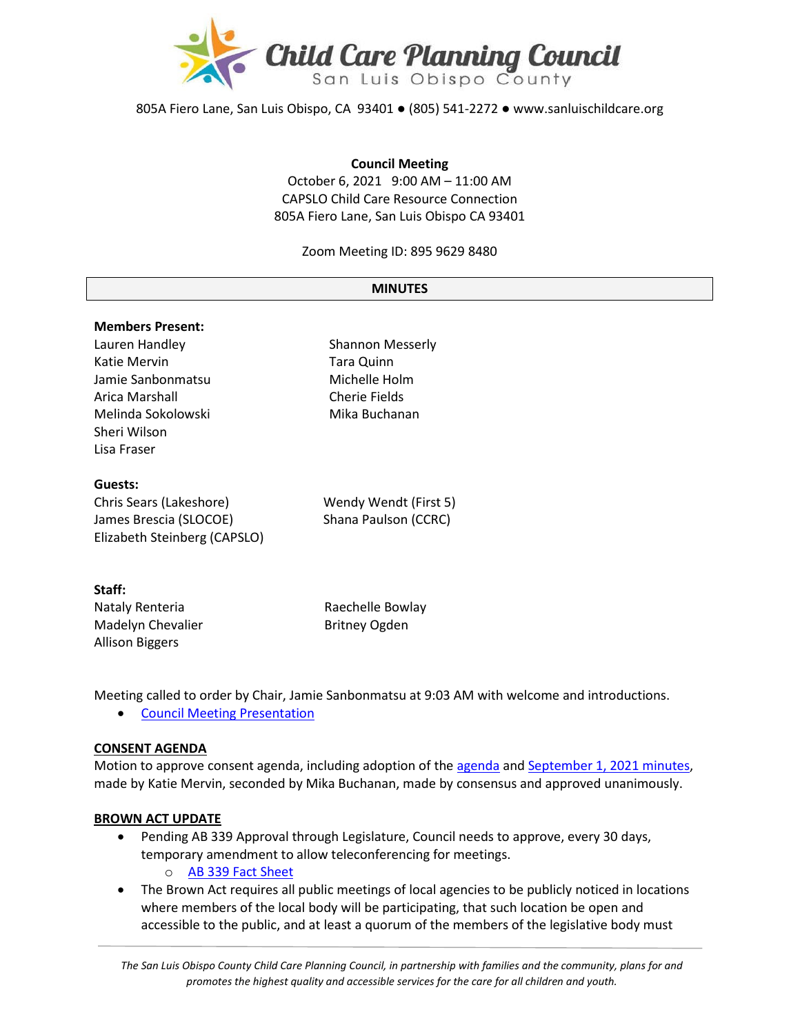# Child Care Planning Council
San Luis Obispo County

805A Fiero Lane, San Luis Obispo, CA 93401 ● (805) 541-2272 ● www.sanluischildcare.org

**Council Meeting**
October 6, 2021 9:00 AM – 11:00 AM
CAPSLO Child Care Resource Connection
805A Fiero Lane, San Luis Obispo CA 93401

Zoom Meeting ID: 895 9629 8480

## MINUTES

**Members Present:**
Lauren Handley
Katie Mervin
Jamie Sanbonmatsu
Arica Marshall
Melinda Sokolowski
Sheri Wilson
Lisa Fraser
Shannon Messerly
Tara Quinn
Michelle Holm
Cherie Fields
Mika Buchanan

**Guests:**
Chris Sears (Lakeshore)
James Brescia (SLOCOE)
Elizabeth Steinberg (CAPSLO)
Wendy Wendt (First 5)
Shana Paulson (CCRC)

**Staff:**
Nataly Renteria
Madelyn Chevalier
Allison Biggers
Raechelle Bowlay
Britney Ogden

Meeting called to order by Chair, Jamie Sanbonmatsu at 9:03 AM with welcome and introductions.

- Council Meeting Presentation

**CONSENT AGENDA**
Motion to approve consent agenda, including adoption of the agenda and September 1, 2021 minutes, made by Katie Mervin, seconded by Mika Buchanan, made by consensus and approved unanimously.

**BROWN ACT UPDATE**

- Pending AB 339 Approval through Legislature, Council needs to approve, every 30 days, temporary amendment to allow teleconferencing for meetings.
  - AB 339 Fact Sheet
- The Brown Act requires all public meetings of local agencies to be publicly noticed in locations where members of the local body will be participating, that such location be open and accessible to the public, and at least a quorum of the members of the legislative body must

*The San Luis Obispo County Child Care Planning Council, in partnership with families and the community, plans for and promotes the highest quality and accessible services for the care for all children and youth.*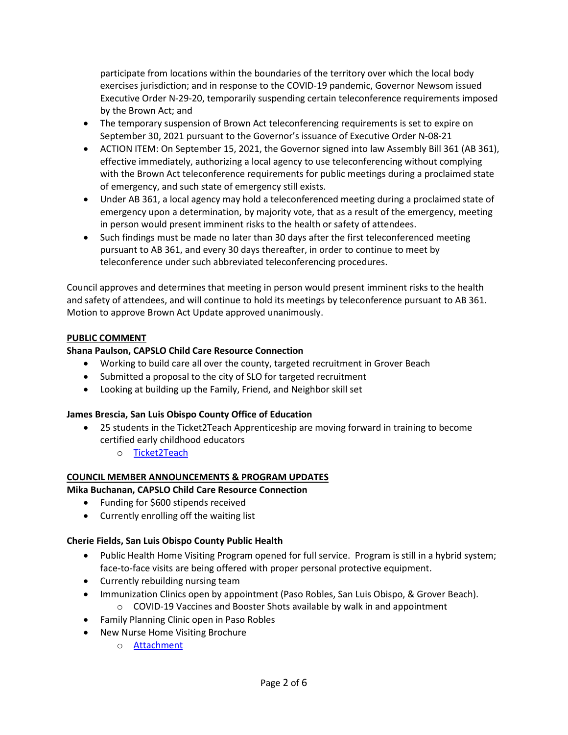participate from locations within the boundaries of the territory over which the local body exercises jurisdiction; and in response to the COVID-19 pandemic, Governor Newsom issued Executive Order N-29-20, temporarily suspending certain teleconference requirements imposed by the Brown Act; and

- The temporary suspension of Brown Act teleconferencing requirements is set to expire on September 30, 2021 pursuant to the Governor's issuance of Executive Order N-08-21
- ACTION ITEM: On September 15, 2021, the Governor signed into law Assembly Bill 361 (AB 361), effective immediately, authorizing a local agency to use teleconferencing without complying with the Brown Act teleconference requirements for public meetings during a proclaimed state of emergency, and such state of emergency still exists.
- Under AB 361, a local agency may hold a teleconferenced meeting during a proclaimed state of emergency upon a determination, by majority vote, that as a result of the emergency, meeting in person would present imminent risks to the health or safety of attendees.
- Such findings must be made no later than 30 days after the first teleconferenced meeting pursuant to AB 361, and every 30 days thereafter, in order to continue to meet by teleconference under such abbreviated teleconferencing procedures.

Council approves and determines that meeting in person would present imminent risks to the health and safety of attendees, and will continue to hold its meetings by teleconference pursuant to AB 361. Motion to approve Brown Act Update approved unanimously.

**PUBLIC COMMENT**

**Shana Paulson, CAPSLO Child Care Resource Connection**

- Working to build care all over the county, targeted recruitment in Grover Beach
- Submitted a proposal to the city of SLO for targeted recruitment
- Looking at building up the Family, Friend, and Neighbor skill set

**James Brescia, San Luis Obispo County Office of Education**

- 25 students in the Ticket2Teach Apprenticeship are moving forward in training to become certified early childhood educators
  - Ticket2Teach

**COUNCIL MEMBER ANNOUNCEMENTS & PROGRAM UPDATES**

**Mika Buchanan, CAPSLO Child Care Resource Connection**

- Funding for $600 stipends received
- Currently enrolling off the waiting list

**Cherie Fields, San Luis Obispo County Public Health**

- Public Health Home Visiting Program opened for full service. Program is still in a hybrid system; face-to-face visits are being offered with proper personal protective equipment.
- Currently rebuilding nursing team
- Immunization Clinics open by appointment (Paso Robles, San Luis Obispo, & Grover Beach).
  - COVID-19 Vaccines and Booster Shots available by walk in and appointment
- Family Planning Clinic open in Paso Robles
- New Nurse Home Visiting Brochure
  - Attachment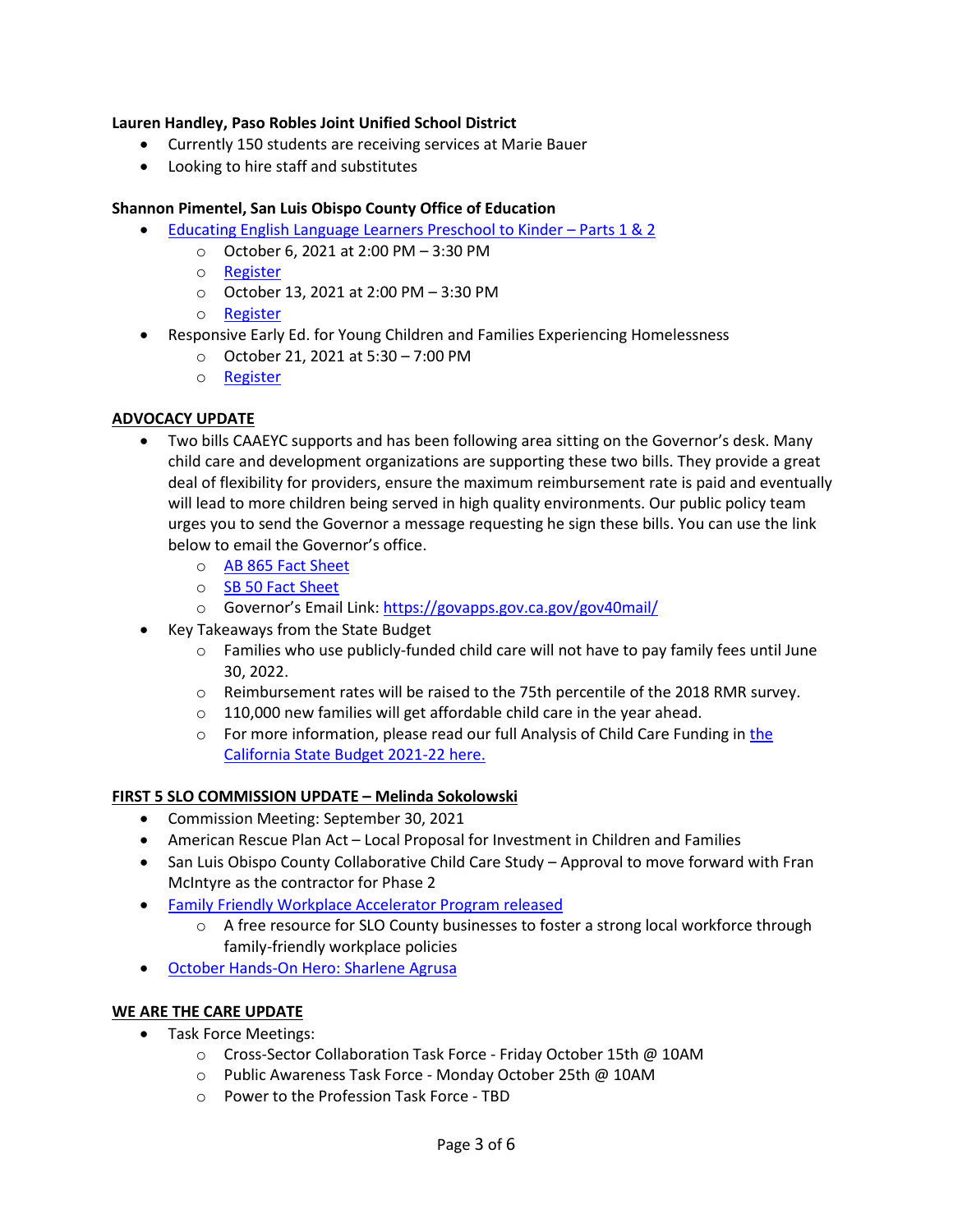**Lauren Handley, Paso Robles Joint Unified School District**

- Currently 150 students are receiving services at Marie Bauer
- Looking to hire staff and substitutes

**Shannon Pimentel, San Luis Obispo County Office of Education**

- Educating English Language Learners Preschool to Kinder – Parts 1 & 2
  - October 6, 2021 at 2:00 PM – 3:30 PM
  - Register
  - October 13, 2021 at 2:00 PM – 3:30 PM
  - Register
- Responsive Early Ed. for Young Children and Families Experiencing Homelessness
  - October 21, 2021 at 5:30 – 7:00 PM
  - Register

**ADVOCACY UPDATE**

- Two bills CAAEYC supports and has been following area sitting on the Governor's desk. Many child care and development organizations are supporting these two bills. They provide a great deal of flexibility for providers, ensure the maximum reimbursement rate is paid and eventually will lead to more children being served in high quality environments. Our public policy team urges you to send the Governor a message requesting he sign these bills. You can use the link below to email the Governor's office.
  - AB 865 Fact Sheet
  - SB 50 Fact Sheet
  - Governor's Email Link: https://govapps.gov.ca.gov/gov40mail/
- Key Takeaways from the State Budget
  - Families who use publicly-funded child care will not have to pay family fees until June 30, 2022.
  - Reimbursement rates will be raised to the 75th percentile of the 2018 RMR survey.
  - 110,000 new families will get affordable child care in the year ahead.
  - For more information, please read our full Analysis of Child Care Funding in the California State Budget 2021-22 here.

**FIRST 5 SLO COMMISSION UPDATE – Melinda Sokolowski**

- Commission Meeting: September 30, 2021
- American Rescue Plan Act – Local Proposal for Investment in Children and Families
- San Luis Obispo County Collaborative Child Care Study – Approval to move forward with Fran McIntyre as the contractor for Phase 2
- Family Friendly Workplace Accelerator Program released
  - A free resource for SLO County businesses to foster a strong local workforce through family-friendly workplace policies
- October Hands-On Hero: Sharlene Agrusa

**WE ARE THE CARE UPDATE**

- Task Force Meetings:
  - Cross-Sector Collaboration Task Force - Friday October 15th @ 10AM
  - Public Awareness Task Force - Monday October 25th @ 10AM
  - Power to the Profession Task Force - TBD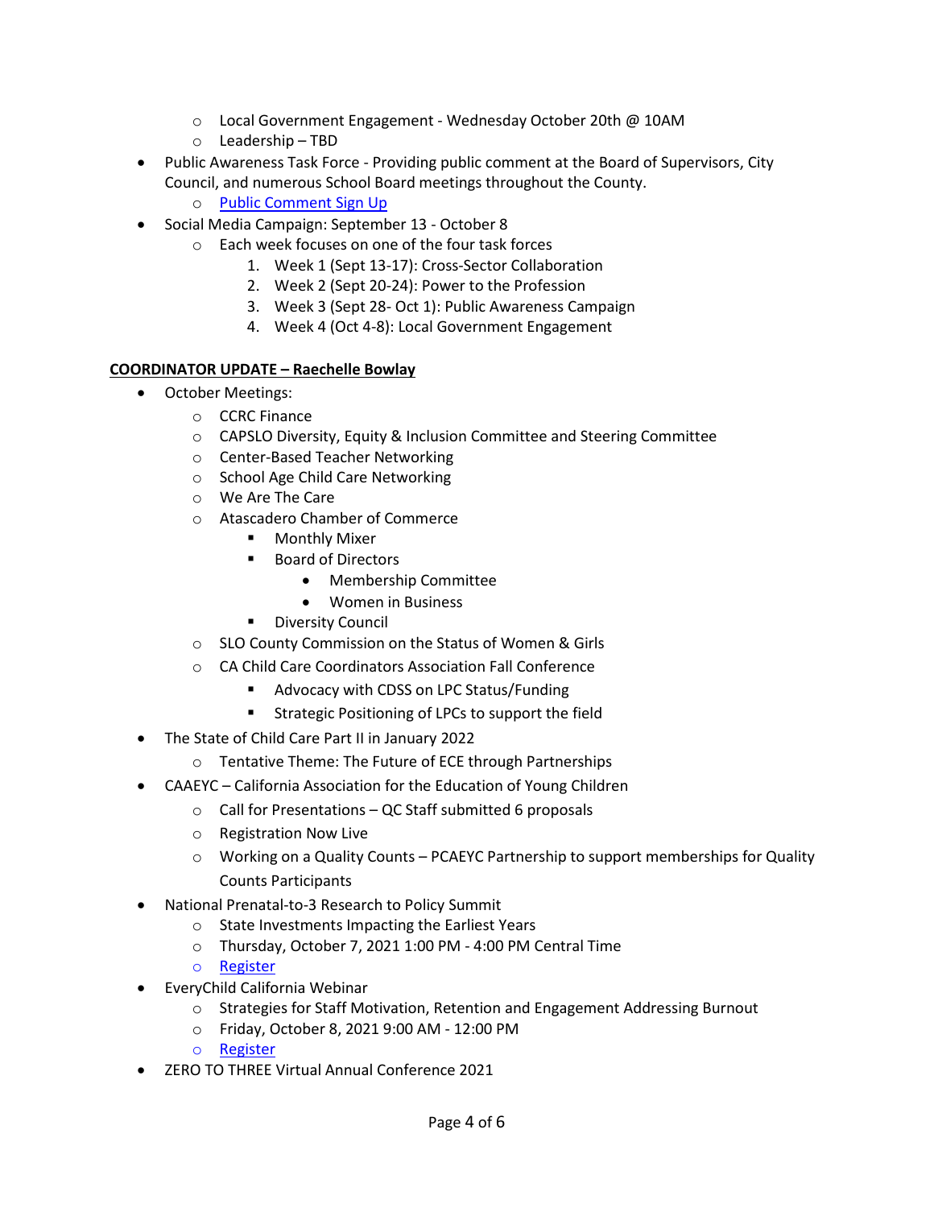- Local Government Engagement - Wednesday October 20th @ 10AM
  - Leadership – TBD
- Public Awareness Task Force - Providing public comment at the Board of Supervisors, City Council, and numerous School Board meetings throughout the County.
  - [Public Comment Sign Up]
- Social Media Campaign: September 13 - October 8
  - Each week focuses on one of the four task forces
    1. Week 1 (Sept 13-17): Cross-Sector Collaboration
    2. Week 2 (Sept 20-24): Power to the Profession
    3. Week 3 (Sept 28- Oct 1): Public Awareness Campaign
    4. Week 4 (Oct 4-8): Local Government Engagement

**COORDINATOR UPDATE – Raechelle Bowlay**

- October Meetings:
  - CCRC Finance
  - CAPSLO Diversity, Equity & Inclusion Committee and Steering Committee
  - Center-Based Teacher Networking
  - School Age Child Care Networking
  - We Are The Care
  - Atascadero Chamber of Commerce
    - Monthly Mixer
    - Board of Directors
      - Membership Committee
      - Women in Business
    - Diversity Council
  - SLO County Commission on the Status of Women & Girls
  - CA Child Care Coordinators Association Fall Conference
    - Advocacy with CDSS on LPC Status/Funding
    - Strategic Positioning of LPCs to support the field
- The State of Child Care Part II in January 2022
  - Tentative Theme: The Future of ECE through Partnerships
- CAAEYC – California Association for the Education of Young Children
  - Call for Presentations – QC Staff submitted 6 proposals
  - Registration Now Live
  - Working on a Quality Counts – PCAEYC Partnership to support memberships for Quality Counts Participants
- National Prenatal-to-3 Research to Policy Summit
  - State Investments Impacting the Earliest Years
  - Thursday, October 7, 2021 1:00 PM - 4:00 PM Central Time
  - [Register]
- EveryChild California Webinar
  - Strategies for Staff Motivation, Retention and Engagement Addressing Burnout
  - Friday, October 8, 2021 9:00 AM - 12:00 PM
  - [Register]
- ZERO TO THREE Virtual Annual Conference 2021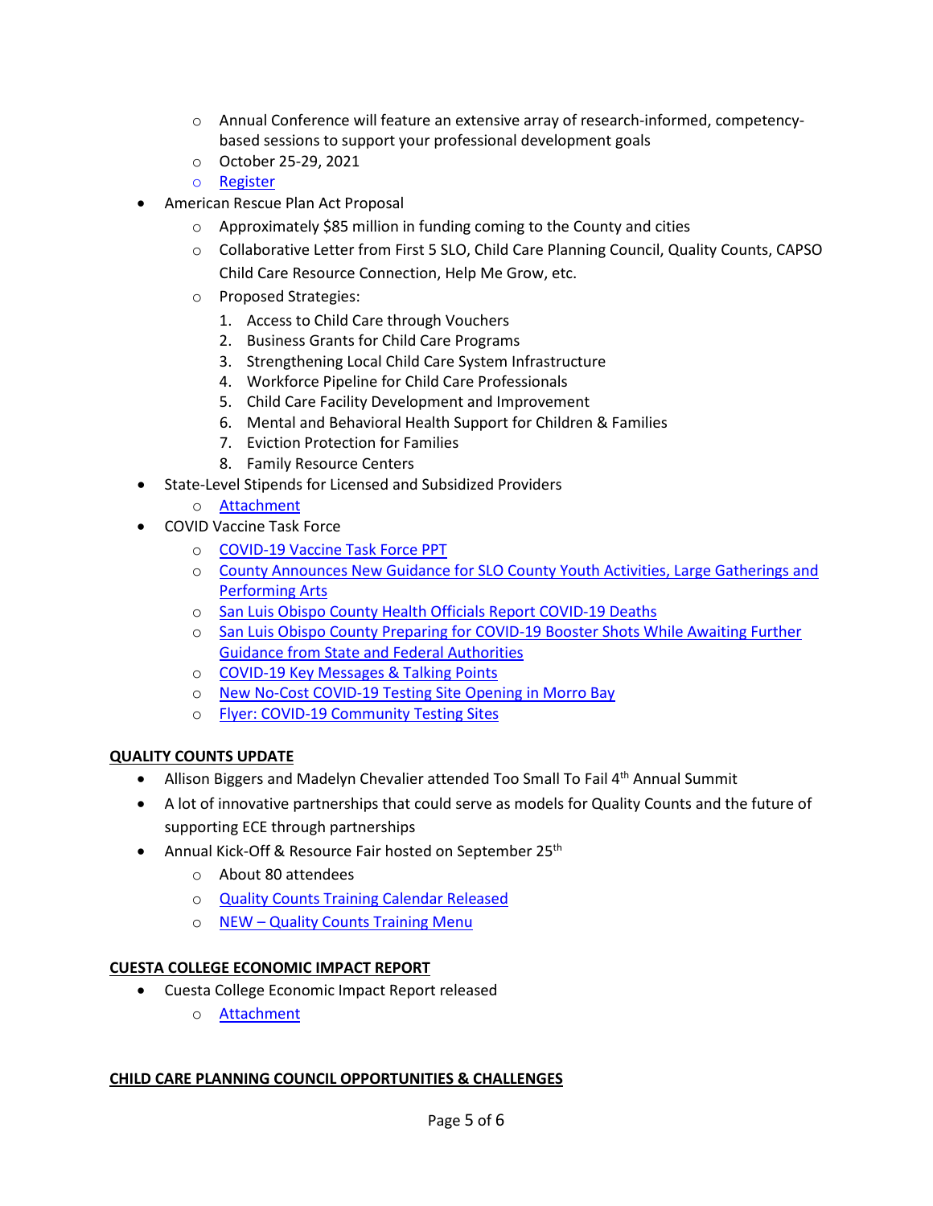- Annual Conference will feature an extensive array of research-informed, competency-based sessions to support your professional development goals
  - October 25-29, 2021
  - Register
- American Rescue Plan Act Proposal
  - Approximately $85 million in funding coming to the County and cities
  - Collaborative Letter from First 5 SLO, Child Care Planning Council, Quality Counts, CAPSO Child Care Resource Connection, Help Me Grow, etc.
  - Proposed Strategies:
    1. Access to Child Care through Vouchers
    2. Business Grants for Child Care Programs
    3. Strengthening Local Child Care System Infrastructure
    4. Workforce Pipeline for Child Care Professionals
    5. Child Care Facility Development and Improvement
    6. Mental and Behavioral Health Support for Children & Families
    7. Eviction Protection for Families
    8. Family Resource Centers
- State-Level Stipends for Licensed and Subsidized Providers
  - Attachment
- COVID Vaccine Task Force
  - COVID-19 Vaccine Task Force PPT
  - County Announces New Guidance for SLO County Youth Activities, Large Gatherings and Performing Arts
  - San Luis Obispo County Health Officials Report COVID-19 Deaths
  - San Luis Obispo County Preparing for COVID-19 Booster Shots While Awaiting Further Guidance from State and Federal Authorities
  - COVID-19 Key Messages & Talking Points
  - New No-Cost COVID-19 Testing Site Opening in Morro Bay
  - Flyer: COVID-19 Community Testing Sites

**QUALITY COUNTS UPDATE**

- Allison Biggers and Madelyn Chevalier attended Too Small To Fail 4th Annual Summit
- A lot of innovative partnerships that could serve as models for Quality Counts and the future of supporting ECE through partnerships
- Annual Kick-Off & Resource Fair hosted on September 25th
  - About 80 attendees
  - Quality Counts Training Calendar Released
  - NEW – Quality Counts Training Menu

**CUESTA COLLEGE ECONOMIC IMPACT REPORT**

- Cuesta College Economic Impact Report released
  - Attachment

**CHILD CARE PLANNING COUNCIL OPPORTUNITIES & CHALLENGES**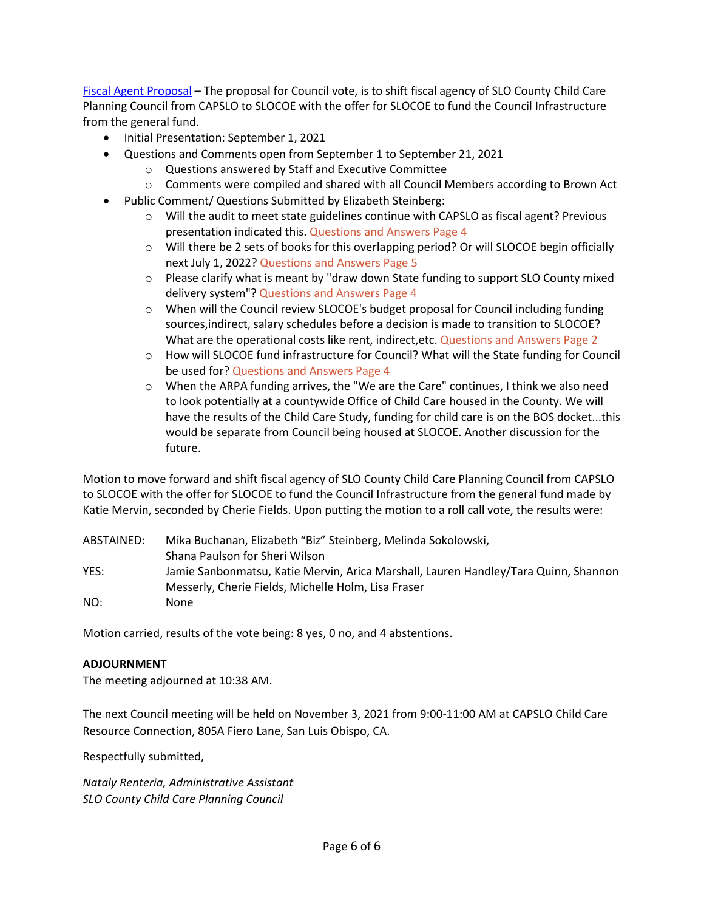[Fiscal Agent Proposal] – The proposal for Council vote, is to shift fiscal agency of SLO County Child Care Planning Council from CAPSLO to SLOCOE with the offer for SLOCOE to fund the Council Infrastructure from the general fund.

- Initial Presentation: September 1, 2021
- Questions and Comments open from September 1 to September 21, 2021
  - Questions answered by Staff and Executive Committee
  - Comments were compiled and shared with all Council Members according to Brown Act
- Public Comment/ Questions Submitted by Elizabeth Steinberg:
  - Will the audit to meet state guidelines continue with CAPSLO as fiscal agent? Previous presentation indicated this. Questions and Answers Page 4
  - Will there be 2 sets of books for this overlapping period? Or will SLOCOE begin officially next July 1, 2022? Questions and Answers Page 5
  - Please clarify what is meant by "draw down State funding to support SLO County mixed delivery system"? Questions and Answers Page 4
  - When will the Council review SLOCOE's budget proposal for Council including funding sources,indirect, salary schedules before a decision is made to transition to SLOCOE? What are the operational costs like rent, indirect,etc. Questions and Answers Page 2
  - How will SLOCOE fund infrastructure for Council? What will the State funding for Council be used for? Questions and Answers Page 4
  - When the ARPA funding arrives, the "We are the Care" continues, I think we also need to look potentially at a countywide Office of Child Care housed in the County. We will have the results of the Child Care Study, funding for child care is on the BOS docket...this would be separate from Council being housed at SLOCOE. Another discussion for the future.

Motion to move forward and shift fiscal agency of SLO County Child Care Planning Council from CAPSLO to SLOCOE with the offer for SLOCOE to fund the Council Infrastructure from the general fund made by Katie Mervin, seconded by Cherie Fields. Upon putting the motion to a roll call vote, the results were:

| | |
|---|---|
| ABSTAINED: | Mika Buchanan, Elizabeth "Biz" Steinberg, Melinda Sokolowski, Shana Paulson for Sheri Wilson |
| YES: | Jamie Sanbonmatsu, Katie Mervin, Arica Marshall, Lauren Handley/Tara Quinn, Shannon Messerly, Cherie Fields, Michelle Holm, Lisa Fraser |
| NO: | None |

Motion carried, results of the vote being: 8 yes, 0 no, and 4 abstentions.

**ADJOURNMENT**

The meeting adjourned at 10:38 AM.

The next Council meeting will be held on November 3, 2021 from 9:00-11:00 AM at CAPSLO Child Care Resource Connection, 805A Fiero Lane, San Luis Obispo, CA.

Respectfully submitted,

*Nataly Renteria, Administrative Assistant*
*SLO County Child Care Planning Council*